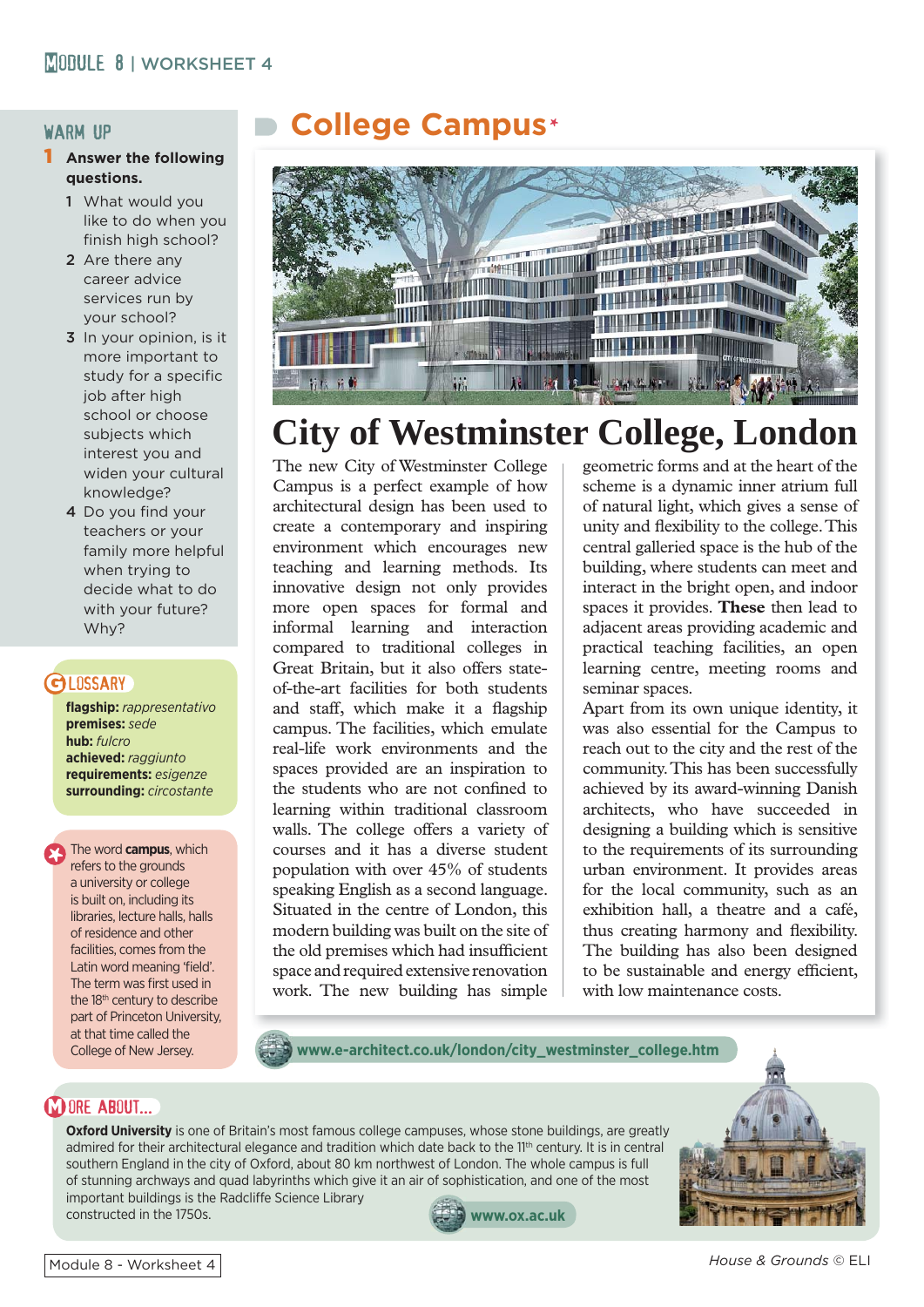MODULE 8 | WORKSHEET 4

## WARM UP

**1 Answer the following questions.**

1. What would you like to do when you finish high school?
2. Are there any career advice services run by your school?
3. In your opinion, is it more important to study for a specific job after high school or choose subjects which interest you and widen your cultural knowledge?
4. Do you find your teachers or your family more helpful when trying to decide what to do with your future? Why?

## GLOSSARY

**flagship:** *rappresentativo*
**premises:** *sede*
**hub:** *fulcro*
**achieved:** *raggiunto*
**requirements:** *esigenze*
**surrounding:** *circostante*

The word **campus**, which refers to the grounds a university or college is built on, including its libraries, lecture halls, halls of residence and other facilities, comes from the Latin word meaning 'field'. The term was first used in the 18th century to describe part of Princeton University, at that time called the College of New Jersey.

# College Campus*

## City of Westminster College, London

The new City of Westminster College Campus is a perfect example of how architectural design has been used to create a contemporary and inspiring environment which encourages new teaching and learning methods. Its innovative design not only provides more open spaces for formal and informal learning and interaction compared to traditional colleges in Great Britain, but it also offers state-of-the-art facilities for both students and staff, which make it a flagship campus. The facilities, which emulate real-life work environments and the spaces provided are an inspiration to the students who are not confined to learning within traditional classroom walls. The college offers a variety of courses and it has a diverse student population with over 45% of students speaking English as a second language. Situated in the centre of London, this modern building was built on the site of the old premises which had insufficient space and required extensive renovation work. The new building has simple geometric forms and at the heart of the scheme is a dynamic inner atrium full of natural light, which gives a sense of unity and flexibility to the college. This central galleried space is the hub of the building, where students can meet and interact in the bright open, and indoor spaces it provides. **These** then lead to adjacent areas providing academic and practical teaching facilities, an open learning centre, meeting rooms and seminar spaces.

Apart from its own unique identity, it was also essential for the Campus to reach out to the city and the rest of the community. This has been successfully achieved by its award-winning Danish architects, who have succeeded in designing a building which is sensitive to the requirements of its surrounding urban environment. It provides areas for the local community, such as an exhibition hall, a theatre and a café, thus creating harmony and flexibility. The building has also been designed to be sustainable and energy efficient, with low maintenance costs.

www.e-architect.co.uk/london/city_westminster_college.htm

## MORE ABOUT...

**Oxford University** is one of Britain's most famous college campuses, whose stone buildings, are greatly admired for their architectural elegance and tradition which date back to the 11th century. It is in central southern England in the city of Oxford, about 80 km northwest of London. The whole campus is full of stunning archways and quad labyrinths which give it an air of sophistication, and one of the most important buildings is the Radcliffe Science Library constructed in the 1750s.

www.ox.ac.uk

House & Grounds © ELI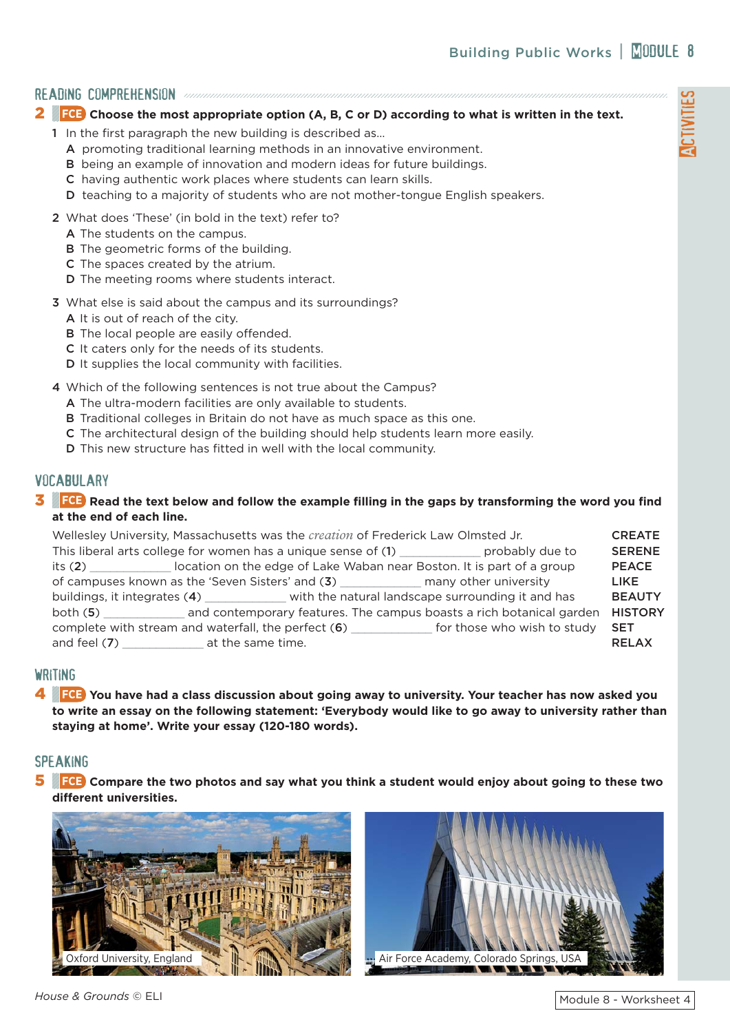## READING COMPREHENSION

**2** FCE **Choose the most appropriate option (A, B, C or D) according to what is written in the text.**

1 In the first paragraph the new building is described as...
- A promoting traditional learning methods in an innovative environment.
- B being an example of innovation and modern ideas for future buildings.
- C having authentic work places where students can learn skills.
- D teaching to a majority of students who are not mother-tongue English speakers.

2 What does 'These' (in bold in the text) refer to?
- A The students on the campus.
- B The geometric forms of the building.
- C The spaces created by the atrium.
- D The meeting rooms where students interact.

3 What else is said about the campus and its surroundings?
- A It is out of reach of the city.
- B The local people are easily offended.
- C It caters only for the needs of its students.
- D It supplies the local community with facilities.

4 Which of the following sentences is not true about the Campus?
- A The ultra-modern facilities are only available to students.
- B Traditional colleges in Britain do not have as much space as this one.
- C The architectural design of the building should help students learn more easily.
- D This new structure has fitted in well with the local community.

## VOCABULARY

**3** FCE **Read the text below and follow the example filling in the gaps by transforming the word you find at the end of each line.**

| | |
|---|---|
| Wellesley University, Massachusetts was the *creation* of Frederick Law Olmsted Jr. | CREATE |
| This liberal arts college for women has a unique sense of (**1**) ____________ probably due to | SERENE |
| its (**2**) ____________ location on the edge of Lake Waban near Boston. It is part of a group | PEACE |
| of campuses known as the 'Seven Sisters' and (**3**) ____________ many other university | LIKE |
| buildings, it integrates (**4**) ____________ with the natural landscape surrounding it and has | BEAUTY |
| both (**5**) ____________ and contemporary features. The campus boasts a rich botanical garden | HISTORY |
| complete with stream and waterfall, the perfect (**6**) ____________ for those who wish to study | SET |
| and feel (**7**) ____________ at the same time. | RELAX |

## WRITING

**4** FCE **You have had a class discussion about going away to university. Your teacher has now asked you to write an essay on the following statement: 'Everybody would like to go away to university rather than staying at home'. Write your essay (120-180 words).**

## SPEAKING

**5** FCE **Compare the two photos and say what you think a student would enjoy about going to these two different universities.**

Oxford University, England

Air Force Academy, Colorado Springs, USA